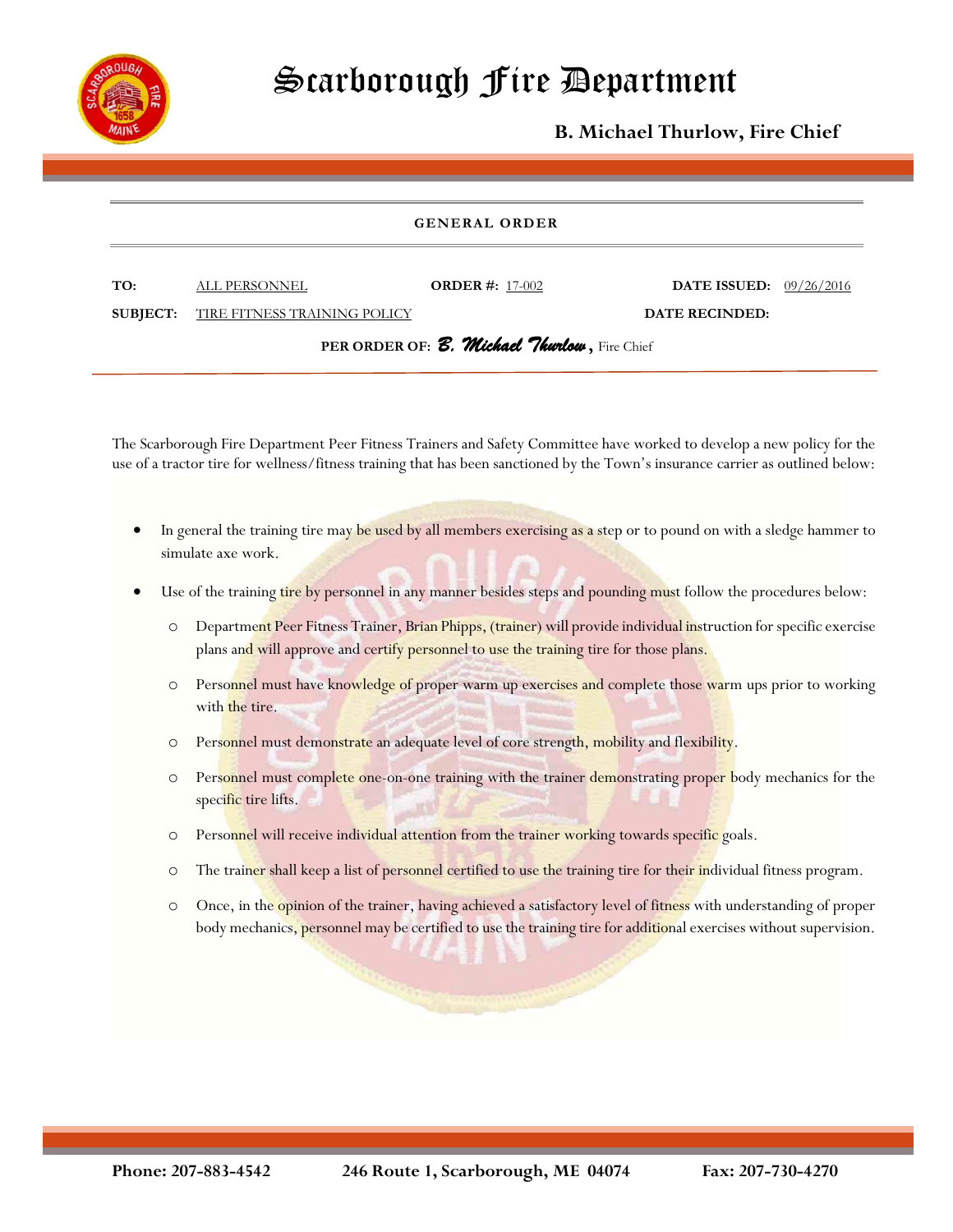# Scarborough Fire Department

**B. Michael Thurlow, Fire Chief**

**GENERAL ORDER**

| | | | |
|---|---|---|---|
| **TO:** ALL PERSONNEL | **ORDER #:** 17-002 | **DATE ISSUED:** 09/26/2016 | |
| **SUBJECT:** TIRE FITNESS TRAINING POLICY | | **DATE RECINDED:** | |

**PER ORDER OF:** ***B. Michael Thurlow*****,** Fire Chief

The Scarborough Fire Department Peer Fitness Trainers and Safety Committee have worked to develop a new policy for the use of a tractor tire for wellness/fitness training that has been sanctioned by the Town's insurance carrier as outlined below:

- In general the training tire may be used by all members exercising as a step or to pound on with a sledge hammer to simulate axe work.
- Use of the training tire by personnel in any manner besides steps and pounding must follow the procedures below:
    - Department Peer Fitness Trainer, Brian Phipps, (trainer) will provide individual instruction for specific exercise plans and will approve and certify personnel to use the training tire for those plans.
    - Personnel must have knowledge of proper warm up exercises and complete those warm ups prior to working with the tire.
    - Personnel must demonstrate an adequate level of core strength, mobility and flexibility.
    - Personnel must complete one-on-one training with the trainer demonstrating proper body mechanics for the specific tire lifts.
    - Personnel will receive individual attention from the trainer working towards specific goals.
    - The trainer shall keep a list of personnel certified to use the training tire for their individual fitness program.
    - Once, in the opinion of the trainer, having achieved a satisfactory level of fitness with understanding of proper body mechanics, personnel may be certified to use the training tire for additional exercises without supervision.

**Phone: 207-883-4542** **246 Route 1, Scarborough, ME 04074** **Fax: 207-730-4270**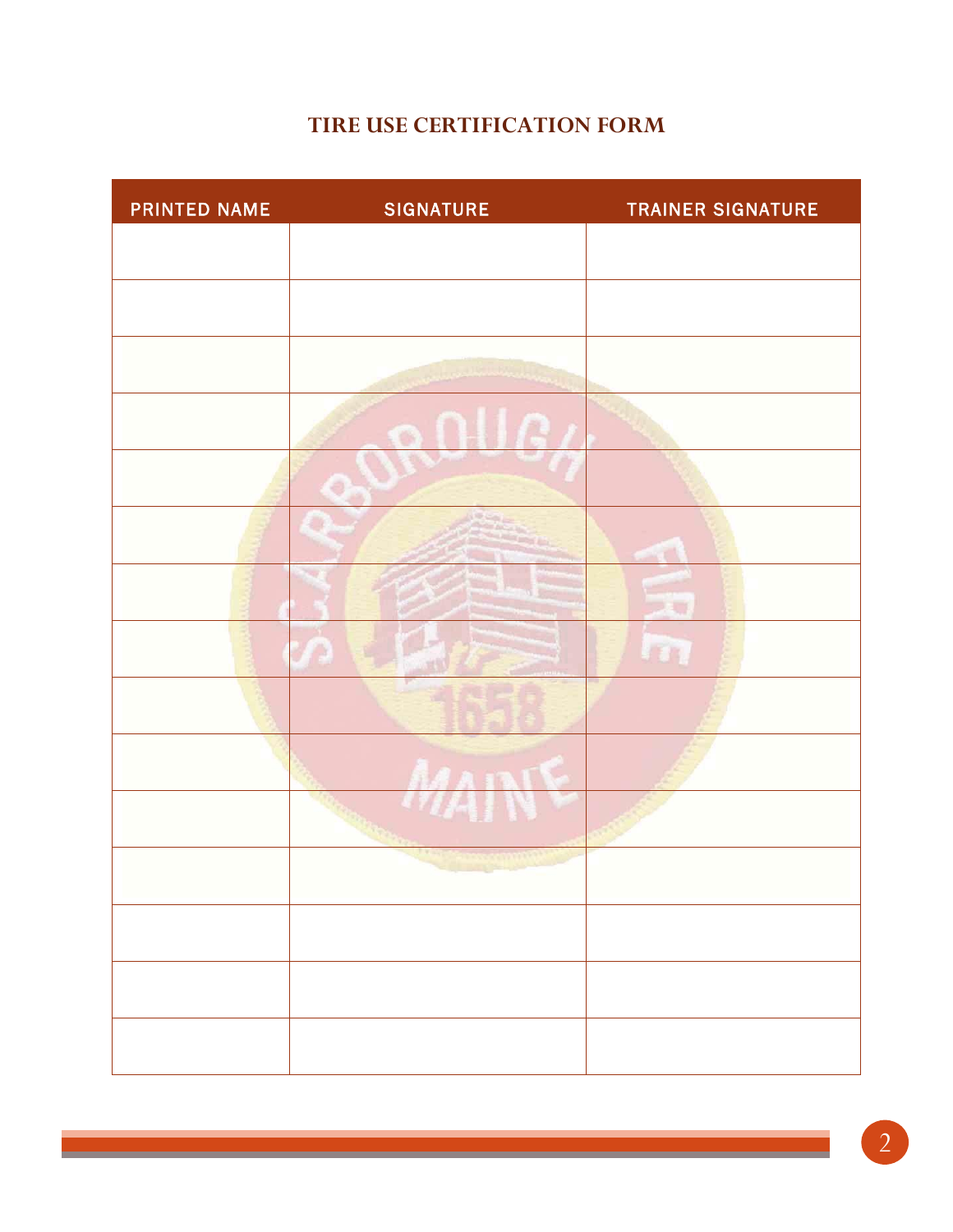## TIRE USE CERTIFICATION FORM

| PRINTED NAME | SIGNATURE | TRAINER SIGNATURE |
|---|---|---|
| | | |
| | | |
| | | |
| | | |
| | | |
| | | |
| | | |
| | | |
| | | |
| | | |
| | | |
| | | |
| | | |
| | | |
| | | |